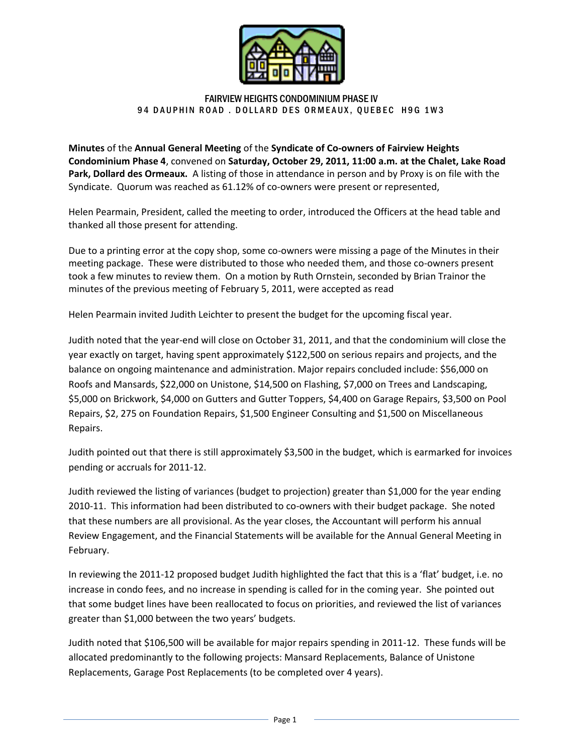FAIRVIEW HEIGHTS CONDOMINIUM PHASE IV
94 DAUPHIN ROAD . DOLLARD DES ORMEAUX, QUEBEC H9G 1W3

**Minutes** of the **Annual General Meeting** of the **Syndicate of Co-owners of Fairview Heights Condominium Phase 4**, convened on **Saturday, October 29, 2011, 11:00 a.m. at the Chalet, Lake Road Park, Dollard des Ormeaux.** A listing of those in attendance in person and by Proxy is on file with the Syndicate. Quorum was reached as 61.12% of co-owners were present or represented,

Helen Pearmain, President, called the meeting to order, introduced the Officers at the head table and thanked all those present for attending.

Due to a printing error at the copy shop, some co-owners were missing a page of the Minutes in their meeting package. These were distributed to those who needed them, and those co-owners present took a few minutes to review them. On a motion by Ruth Ornstein, seconded by Brian Trainor the minutes of the previous meeting of February 5, 2011, were accepted as read

Helen Pearmain invited Judith Leichter to present the budget for the upcoming fiscal year.

Judith noted that the year-end will close on October 31, 2011, and that the condominium will close the year exactly on target, having spent approximately $122,500 on serious repairs and projects, and the balance on ongoing maintenance and administration. Major repairs concluded include: $56,000 on Roofs and Mansards, $22,000 on Unistone, $14,500 on Flashing, $7,000 on Trees and Landscaping, $5,000 on Brickwork, $4,000 on Gutters and Gutter Toppers, $4,400 on Garage Repairs, $3,500 on Pool Repairs, $2, 275 on Foundation Repairs, $1,500 Engineer Consulting and $1,500 on Miscellaneous Repairs.

Judith pointed out that there is still approximately $3,500 in the budget, which is earmarked for invoices pending or accruals for 2011-12.

Judith reviewed the listing of variances (budget to projection) greater than $1,000 for the year ending 2010-11. This information had been distributed to co-owners with their budget package. She noted that these numbers are all provisional. As the year closes, the Accountant will perform his annual Review Engagement, and the Financial Statements will be available for the Annual General Meeting in February.

In reviewing the 2011-12 proposed budget Judith highlighted the fact that this is a 'flat' budget, i.e. no increase in condo fees, and no increase in spending is called for in the coming year. She pointed out that some budget lines have been reallocated to focus on priorities, and reviewed the list of variances greater than $1,000 between the two years' budgets.

Judith noted that $106,500 will be available for major repairs spending in 2011-12. These funds will be allocated predominantly to the following projects: Mansard Replacements, Balance of Unistone Replacements, Garage Post Replacements (to be completed over 4 years).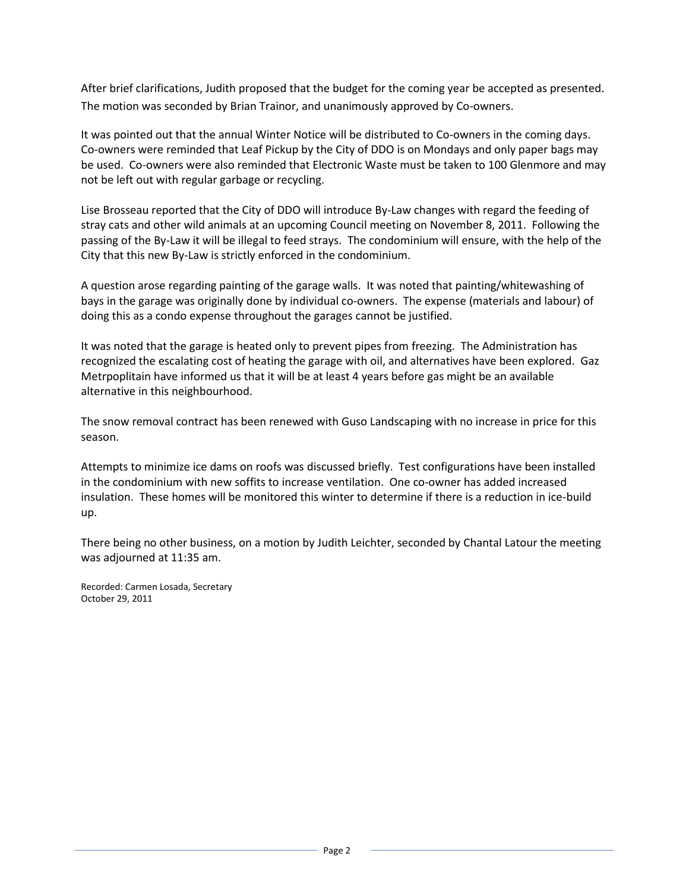After brief clarifications, Judith proposed that the budget for the coming year be accepted as presented. The motion was seconded by Brian Trainor, and unanimously approved by Co-owners.

It was pointed out that the annual Winter Notice will be distributed to Co-owners in the coming days. Co-owners were reminded that Leaf Pickup by the City of DDO is on Mondays and only paper bags may be used. Co-owners were also reminded that Electronic Waste must be taken to 100 Glenmore and may not be left out with regular garbage or recycling.

Lise Brosseau reported that the City of DDO will introduce By-Law changes with regard the feeding of stray cats and other wild animals at an upcoming Council meeting on November 8, 2011. Following the passing of the By-Law it will be illegal to feed strays. The condominium will ensure, with the help of the City that this new By-Law is strictly enforced in the condominium.

A question arose regarding painting of the garage walls. It was noted that painting/whitewashing of bays in the garage was originally done by individual co-owners. The expense (materials and labour) of doing this as a condo expense throughout the garages cannot be justified.

It was noted that the garage is heated only to prevent pipes from freezing. The Administration has recognized the escalating cost of heating the garage with oil, and alternatives have been explored. Gaz Metrpoplitain have informed us that it will be at least 4 years before gas might be an available alternative in this neighbourhood.

The snow removal contract has been renewed with Guso Landscaping with no increase in price for this season.

Attempts to minimize ice dams on roofs was discussed briefly. Test configurations have been installed in the condominium with new soffits to increase ventilation. One co-owner has added increased insulation. These homes will be monitored this winter to determine if there is a reduction in ice-build up.

There being no other business, on a motion by Judith Leichter, seconded by Chantal Latour the meeting was adjourned at 11:35 am.

Recorded: Carmen Losada, Secretary
October 29, 2011